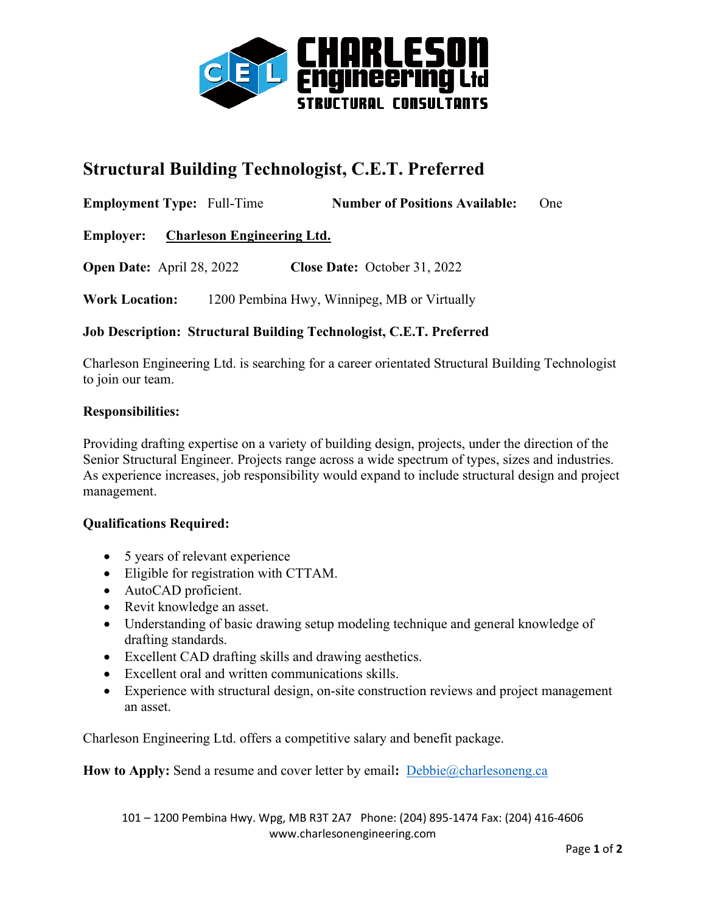# Structural Building Technologist, C.E.T. Preferred

**Employment Type:** Full-Time **Number of Positions Available:** One

**Employer:** **Charleson Engineering Ltd.**

**Open Date:** April 28, 2022 **Close Date:** October 31, 2022

**Work Location:** 1200 Pembina Hwy, Winnipeg, MB or Virtually

**Job Description: Structural Building Technologist, C.E.T. Preferred**

Charleson Engineering Ltd. is searching for a career orientated Structural Building Technologist to join our team.

**Responsibilities:**

Providing drafting expertise on a variety of building design, projects, under the direction of the Senior Structural Engineer. Projects range across a wide spectrum of types, sizes and industries. As experience increases, job responsibility would expand to include structural design and project management.

**Qualifications Required:**

- 5 years of relevant experience
- Eligible for registration with CTTAM.
- AutoCAD proficient.
- Revit knowledge an asset.
- Understanding of basic drawing setup modeling technique and general knowledge of drafting standards.
- Excellent CAD drafting skills and drawing aesthetics.
- Excellent oral and written communications skills.
- Experience with structural design, on-site construction reviews and project management an asset.

Charleson Engineering Ltd. offers a competitive salary and benefit package.

**How to Apply:** Send a resume and cover letter by email**:** Debbie@charlesoneng.ca

101 – 1200 Pembina Hwy. Wpg, MB R3T 2A7 Phone: (204) 895-1474 Fax: (204) 416-4606
www.charlesonengineering.com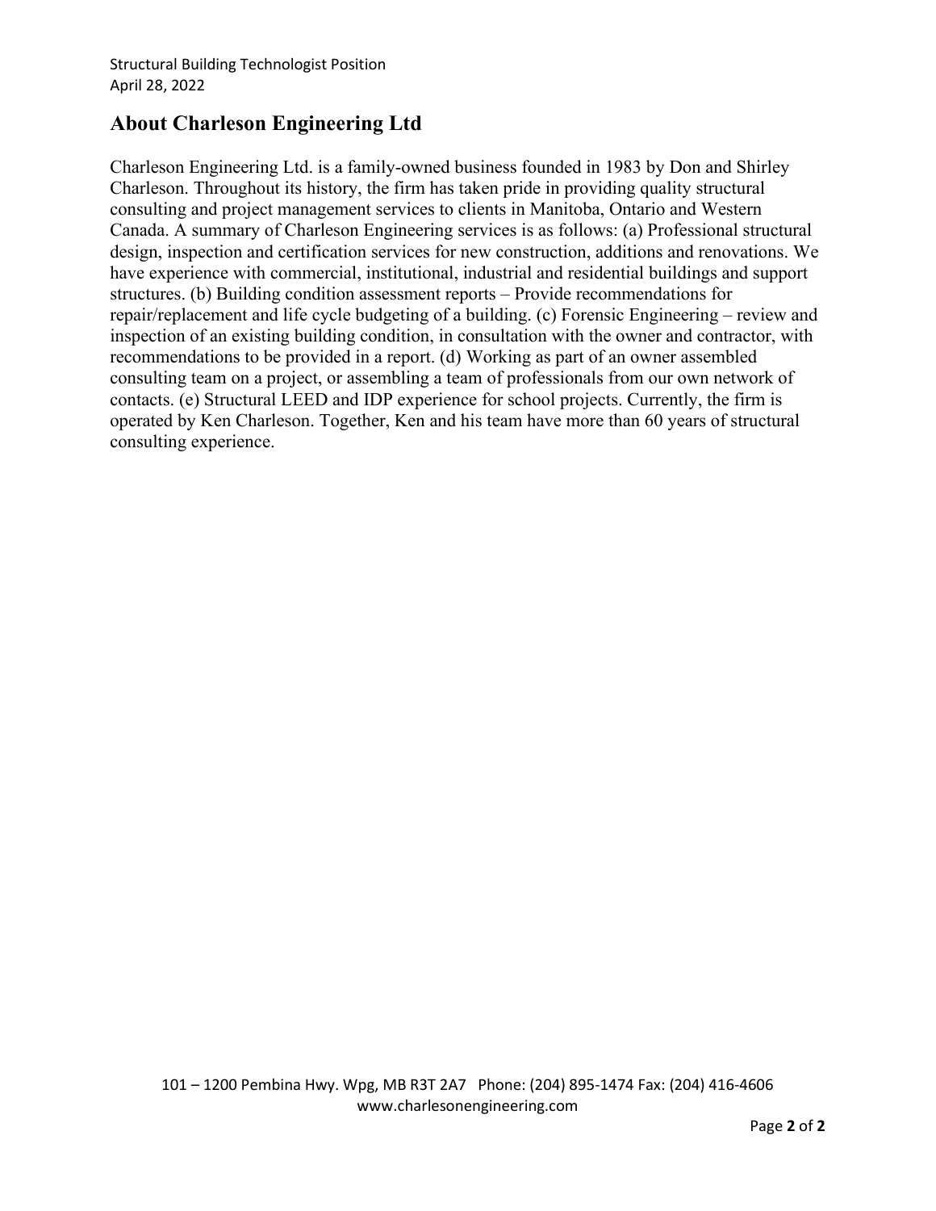## About Charleson Engineering Ltd

Charleson Engineering Ltd. is a family-owned business founded in 1983 by Don and Shirley Charleson. Throughout its history, the firm has taken pride in providing quality structural consulting and project management services to clients in Manitoba, Ontario and Western Canada. A summary of Charleson Engineering services is as follows: (a) Professional structural design, inspection and certification services for new construction, additions and renovations. We have experience with commercial, institutional, industrial and residential buildings and support structures. (b) Building condition assessment reports – Provide recommendations for repair/replacement and life cycle budgeting of a building. (c) Forensic Engineering – review and inspection of an existing building condition, in consultation with the owner and contractor, with recommendations to be provided in a report. (d) Working as part of an owner assembled consulting team on a project, or assembling a team of professionals from our own network of contacts. (e) Structural LEED and IDP experience for school projects. Currently, the firm is operated by Ken Charleson. Together, Ken and his team have more than 60 years of structural consulting experience.